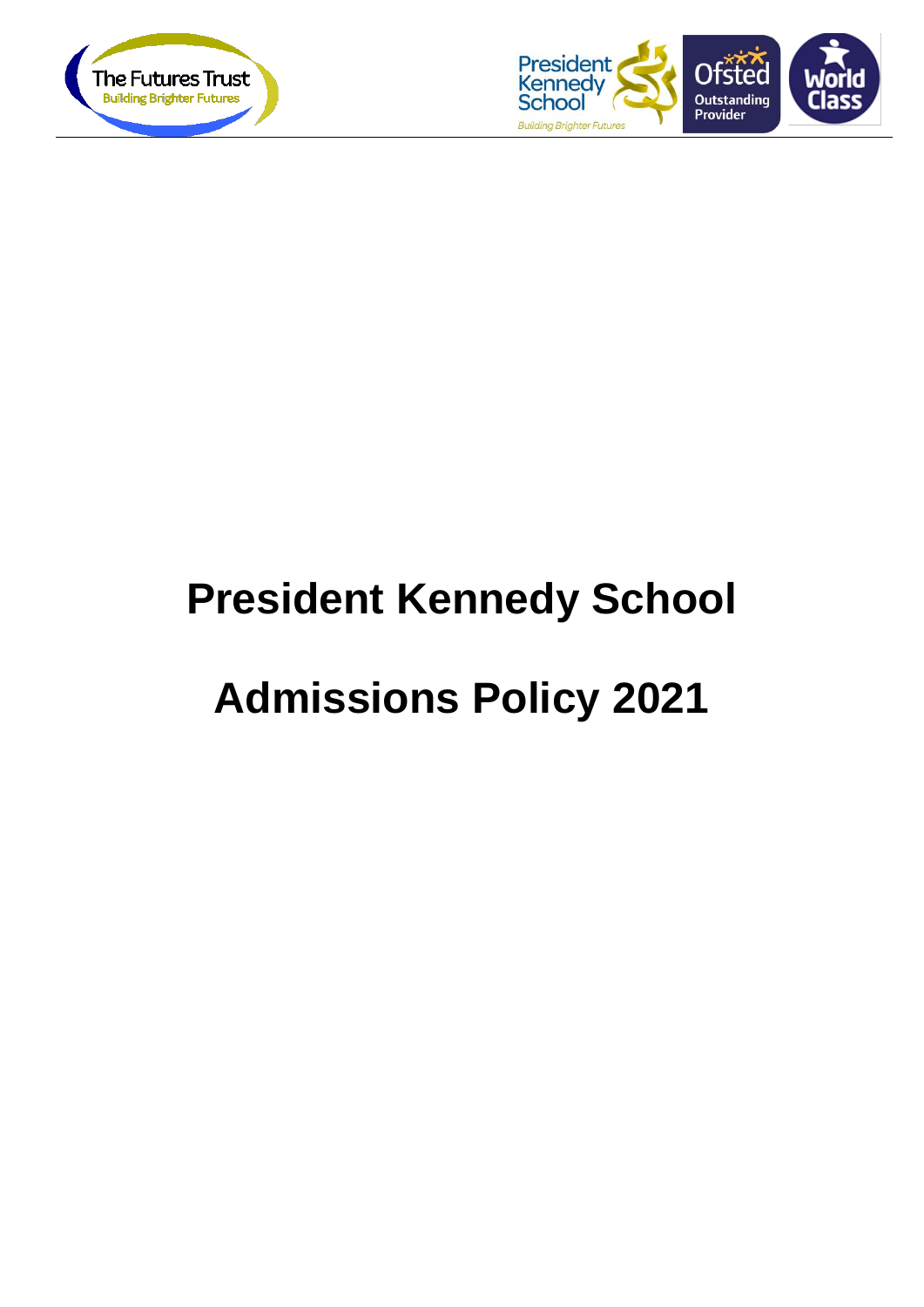# President Kennedy School

# Admissions Policy 2021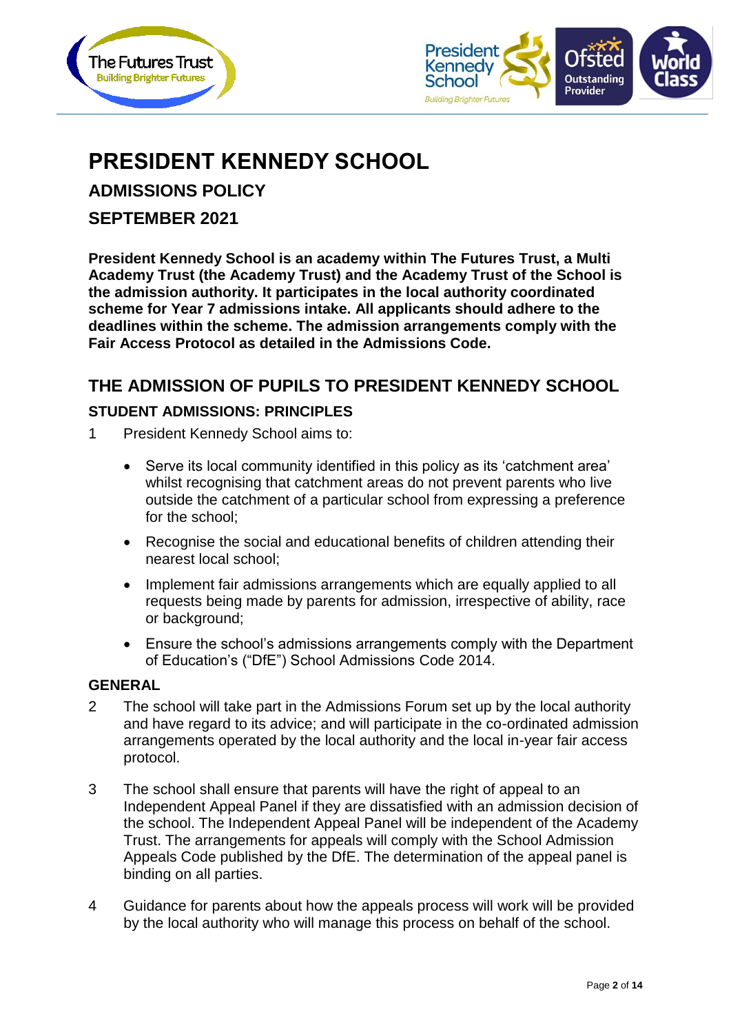# PRESIDENT KENNEDY SCHOOL

## ADMISSIONS POLICY

## SEPTEMBER 2021

**President Kennedy School is an academy within The Futures Trust, a Multi Academy Trust (the Academy Trust) and the Academy Trust of the School is the admission authority. It participates in the local authority coordinated scheme for Year 7 admissions intake. All applicants should adhere to the deadlines within the scheme. The admission arrangements comply with the Fair Access Protocol as detailed in the Admissions Code.**

## THE ADMISSION OF PUPILS TO PRESIDENT KENNEDY SCHOOL

### STUDENT ADMISSIONS: PRINCIPLES

1 President Kennedy School aims to:

- Serve its local community identified in this policy as its 'catchment area' whilst recognising that catchment areas do not prevent parents who live outside the catchment of a particular school from expressing a preference for the school;
- Recognise the social and educational benefits of children attending their nearest local school;
- Implement fair admissions arrangements which are equally applied to all requests being made by parents for admission, irrespective of ability, race or background;
- Ensure the school's admissions arrangements comply with the Department of Education's ("DfE") School Admissions Code 2014.

### GENERAL

2 The school will take part in the Admissions Forum set up by the local authority and have regard to its advice; and will participate in the co-ordinated admission arrangements operated by the local authority and the local in-year fair access protocol.

3 The school shall ensure that parents will have the right of appeal to an Independent Appeal Panel if they are dissatisfied with an admission decision of the school. The Independent Appeal Panel will be independent of the Academy Trust. The arrangements for appeals will comply with the School Admission Appeals Code published by the DfE. The determination of the appeal panel is binding on all parties.

4 Guidance for parents about how the appeals process will work will be provided by the local authority who will manage this process on behalf of the school.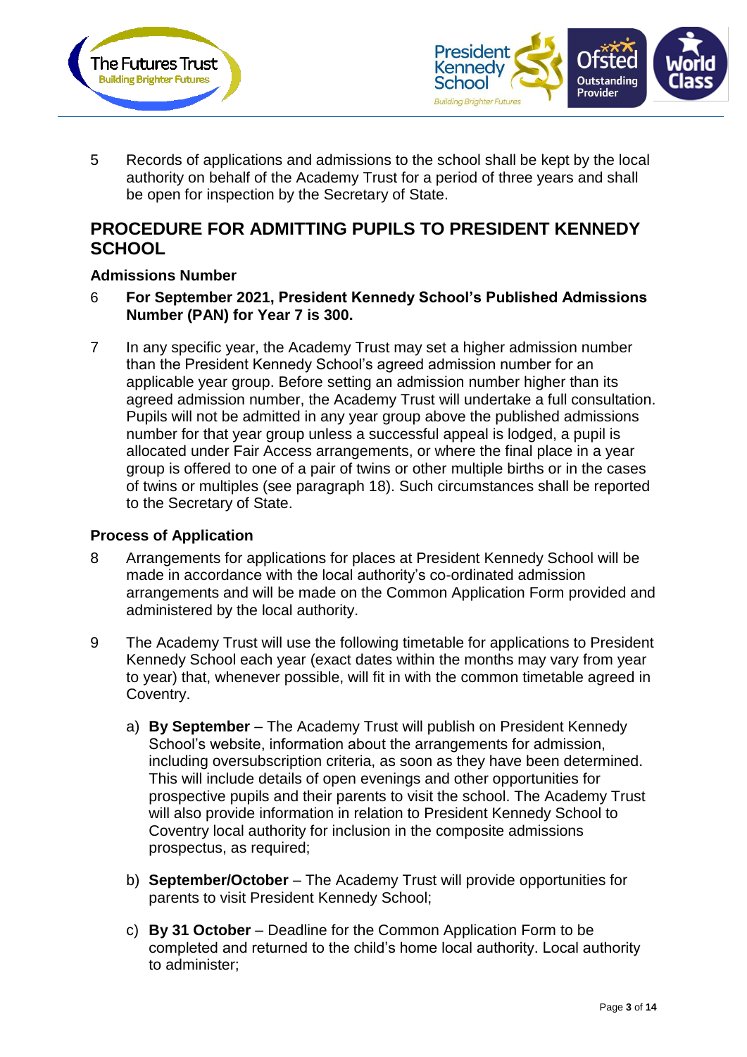5 Records of applications and admissions to the school shall be kept by the local authority on behalf of the Academy Trust for a period of three years and shall be open for inspection by the Secretary of State.

## PROCEDURE FOR ADMITTING PUPILS TO PRESIDENT KENNEDY SCHOOL

### Admissions Number

6 **For September 2021, President Kennedy School's Published Admissions Number (PAN) for Year 7 is 300.**

7 In any specific year, the Academy Trust may set a higher admission number than the President Kennedy School's agreed admission number for an applicable year group. Before setting an admission number higher than its agreed admission number, the Academy Trust will undertake a full consultation. Pupils will not be admitted in any year group above the published admissions number for that year group unless a successful appeal is lodged, a pupil is allocated under Fair Access arrangements, or where the final place in a year group is offered to one of a pair of twins or other multiple births or in the cases of twins or multiples (see paragraph 18). Such circumstances shall be reported to the Secretary of State.

### Process of Application

8 Arrangements for applications for places at President Kennedy School will be made in accordance with the local authority's co-ordinated admission arrangements and will be made on the Common Application Form provided and administered by the local authority.

9 The Academy Trust will use the following timetable for applications to President Kennedy School each year (exact dates within the months may vary from year to year) that, whenever possible, will fit in with the common timetable agreed in Coventry.

a) **By September** – The Academy Trust will publish on President Kennedy School's website, information about the arrangements for admission, including oversubscription criteria, as soon as they have been determined. This will include details of open evenings and other opportunities for prospective pupils and their parents to visit the school. The Academy Trust will also provide information in relation to President Kennedy School to Coventry local authority for inclusion in the composite admissions prospectus, as required;

b) **September/October** – The Academy Trust will provide opportunities for parents to visit President Kennedy School;

c) **By 31 October** – Deadline for the Common Application Form to be completed and returned to the child's home local authority. Local authority to administer;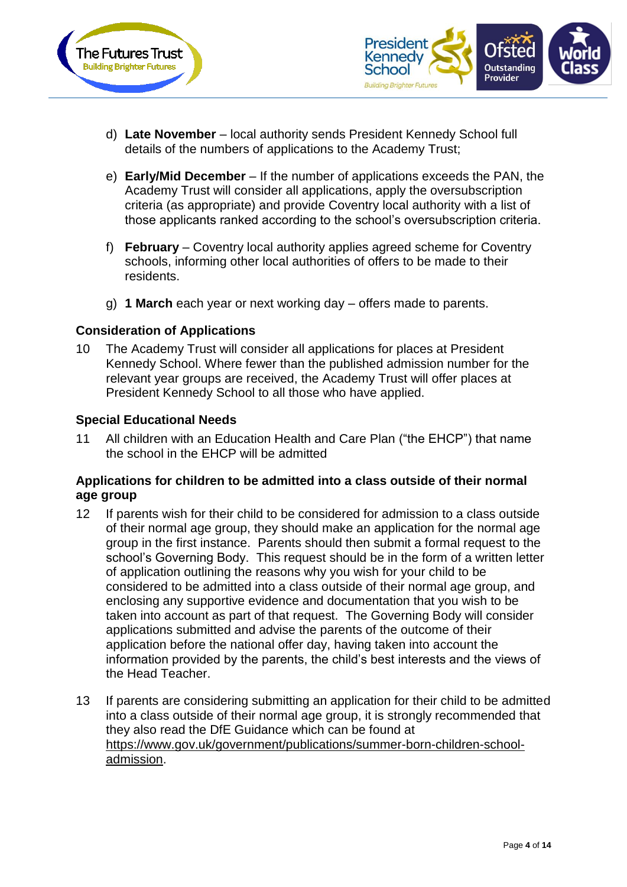d) **Late November** – local authority sends President Kennedy School full details of the numbers of applications to the Academy Trust;

e) **Early/Mid December** – If the number of applications exceeds the PAN, the Academy Trust will consider all applications, apply the oversubscription criteria (as appropriate) and provide Coventry local authority with a list of those applicants ranked according to the school's oversubscription criteria.

f) **February** – Coventry local authority applies agreed scheme for Coventry schools, informing other local authorities of offers to be made to their residents.

g) **1 March** each year or next working day – offers made to parents.

**Consideration of Applications**

10 The Academy Trust will consider all applications for places at President Kennedy School. Where fewer than the published admission number for the relevant year groups are received, the Academy Trust will offer places at President Kennedy School to all those who have applied.

**Special Educational Needs**

11 All children with an Education Health and Care Plan ("the EHCP") that name the school in the EHCP will be admitted

**Applications for children to be admitted into a class outside of their normal age group**

12 If parents wish for their child to be considered for admission to a class outside of their normal age group, they should make an application for the normal age group in the first instance. Parents should then submit a formal request to the school's Governing Body. This request should be in the form of a written letter of application outlining the reasons why you wish for your child to be considered to be admitted into a class outside of their normal age group, and enclosing any supportive evidence and documentation that you wish to be taken into account as part of that request. The Governing Body will consider applications submitted and advise the parents of the outcome of their application before the national offer day, having taken into account the information provided by the parents, the child's best interests and the views of the Head Teacher.

13 If parents are considering submitting an application for their child to be admitted into a class outside of their normal age group, it is strongly recommended that they also read the DfE Guidance which can be found at https://www.gov.uk/government/publications/summer-born-children-school-admission.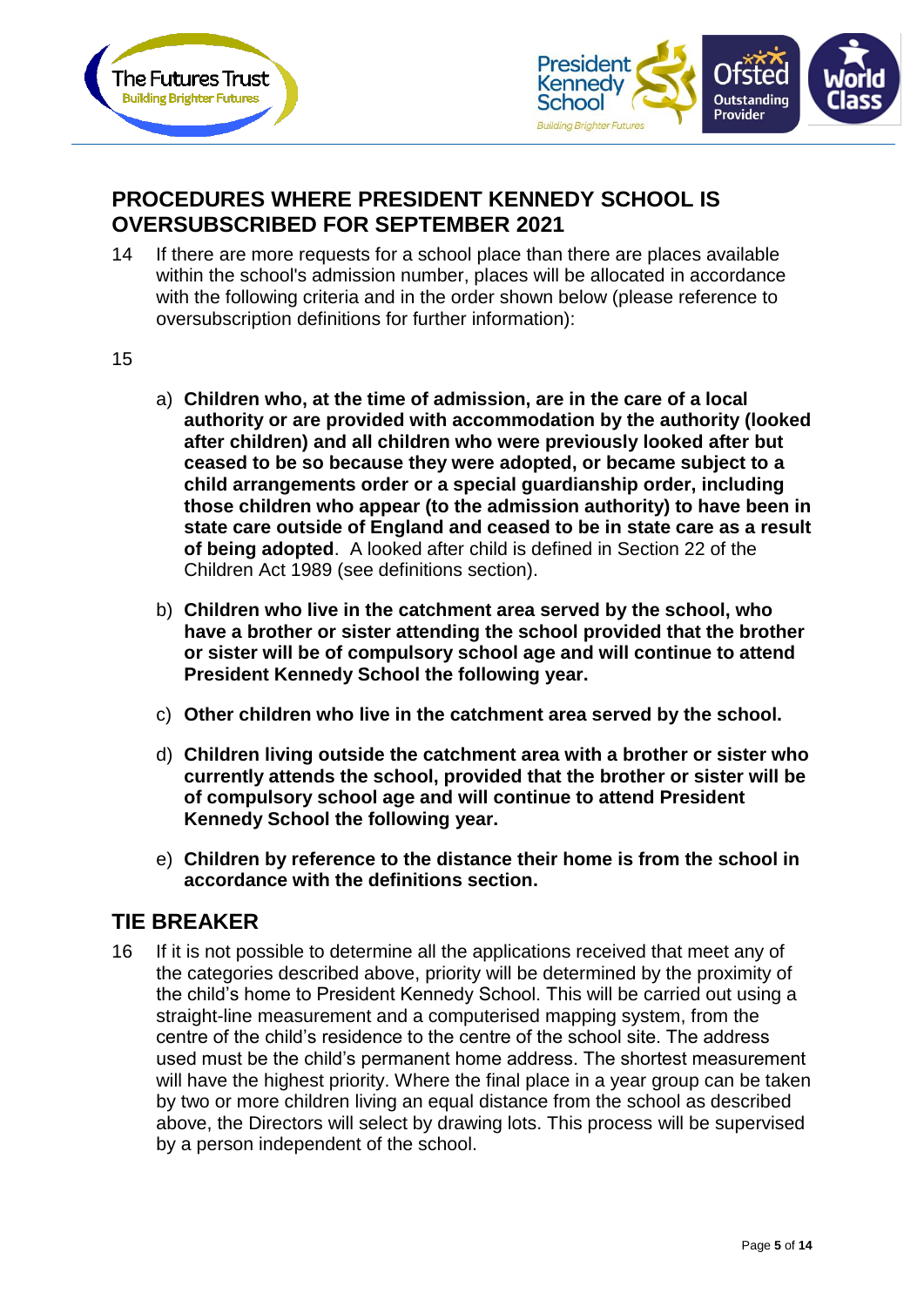## PROCEDURES WHERE PRESIDENT KENNEDY SCHOOL IS OVERSUBSCRIBED FOR SEPTEMBER 2021

14 If there are more requests for a school place than there are places available within the school's admission number, places will be allocated in accordance with the following criteria and in the order shown below (please reference to oversubscription definitions for further information):

15

a) **Children who, at the time of admission, are in the care of a local authority or are provided with accommodation by the authority (looked after children) and all children who were previously looked after but ceased to be so because they were adopted, or became subject to a child arrangements order or a special guardianship order, including those children who appear (to the admission authority) to have been in state care outside of England and ceased to be in state care as a result of being adopted**. A looked after child is defined in Section 22 of the Children Act 1989 (see definitions section).

b) **Children who live in the catchment area served by the school, who have a brother or sister attending the school provided that the brother or sister will be of compulsory school age and will continue to attend President Kennedy School the following year.**

c) **Other children who live in the catchment area served by the school.**

d) **Children living outside the catchment area with a brother or sister who currently attends the school, provided that the brother or sister will be of compulsory school age and will continue to attend President Kennedy School the following year.**

e) **Children by reference to the distance their home is from the school in accordance with the definitions section.**

## TIE BREAKER

16 If it is not possible to determine all the applications received that meet any of the categories described above, priority will be determined by the proximity of the child's home to President Kennedy School. This will be carried out using a straight-line measurement and a computerised mapping system, from the centre of the child's residence to the centre of the school site. The address used must be the child's permanent home address. The shortest measurement will have the highest priority. Where the final place in a year group can be taken by two or more children living an equal distance from the school as described above, the Directors will select by drawing lots. This process will be supervised by a person independent of the school.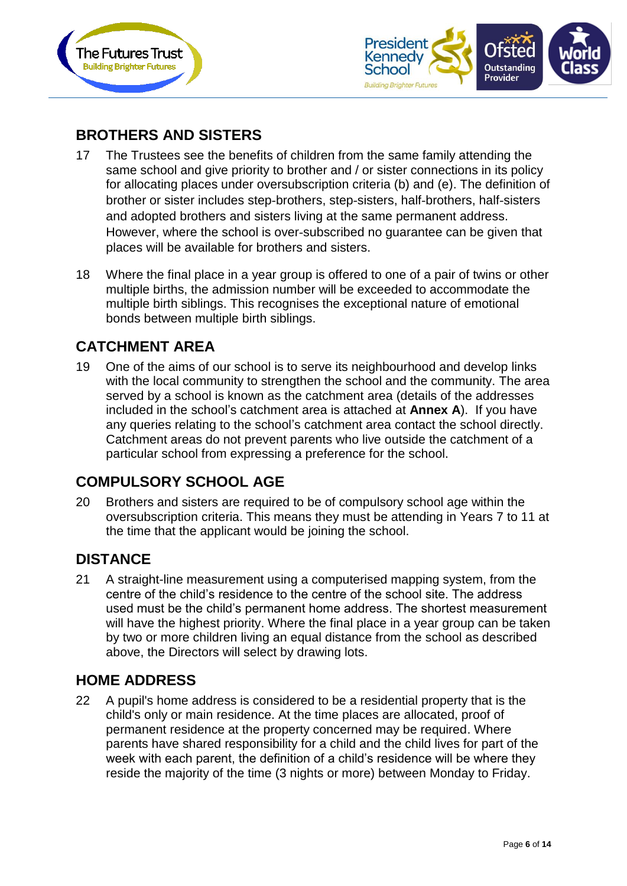## BROTHERS AND SISTERS

17 The Trustees see the benefits of children from the same family attending the same school and give priority to brother and / or sister connections in its policy for allocating places under oversubscription criteria (b) and (e). The definition of brother or sister includes step-brothers, step-sisters, half-brothers, half-sisters and adopted brothers and sisters living at the same permanent address. However, where the school is over-subscribed no guarantee can be given that places will be available for brothers and sisters.

18 Where the final place in a year group is offered to one of a pair of twins or other multiple births, the admission number will be exceeded to accommodate the multiple birth siblings. This recognises the exceptional nature of emotional bonds between multiple birth siblings.

## CATCHMENT AREA

19 One of the aims of our school is to serve its neighbourhood and develop links with the local community to strengthen the school and the community. The area served by a school is known as the catchment area (details of the addresses included in the school's catchment area is attached at **Annex A**). If you have any queries relating to the school's catchment area contact the school directly. Catchment areas do not prevent parents who live outside the catchment of a particular school from expressing a preference for the school.

## COMPULSORY SCHOOL AGE

20 Brothers and sisters are required to be of compulsory school age within the oversubscription criteria. This means they must be attending in Years 7 to 11 at the time that the applicant would be joining the school.

## DISTANCE

21 A straight-line measurement using a computerised mapping system, from the centre of the child's residence to the centre of the school site. The address used must be the child's permanent home address. The shortest measurement will have the highest priority. Where the final place in a year group can be taken by two or more children living an equal distance from the school as described above, the Directors will select by drawing lots.

## HOME ADDRESS

22 A pupil's home address is considered to be a residential property that is the child's only or main residence. At the time places are allocated, proof of permanent residence at the property concerned may be required. Where parents have shared responsibility for a child and the child lives for part of the week with each parent, the definition of a child's residence will be where they reside the majority of the time (3 nights or more) between Monday to Friday.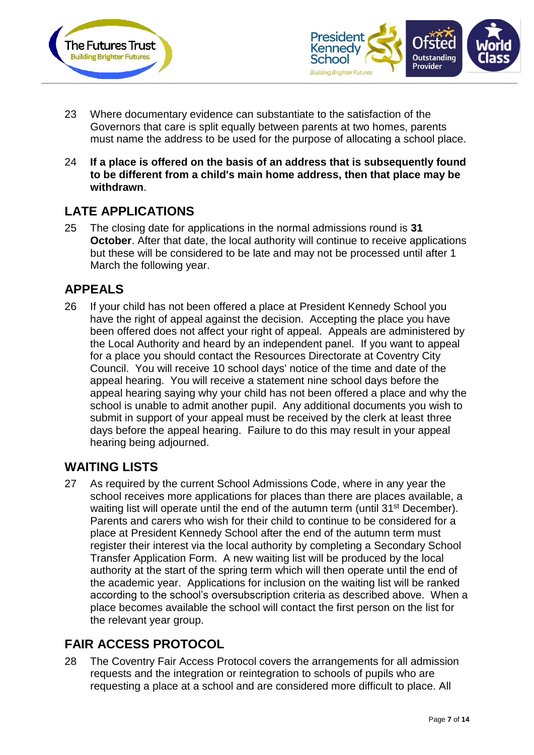23 Where documentary evidence can substantiate to the satisfaction of the Governors that care is split equally between parents at two homes, parents must name the address to be used for the purpose of allocating a school place.

24 **If a place is offered on the basis of an address that is subsequently found to be different from a child's main home address, then that place may be withdrawn**.

## LATE APPLICATIONS

25 The closing date for applications in the normal admissions round is **31 October**. After that date, the local authority will continue to receive applications but these will be considered to be late and may not be processed until after 1 March the following year.

## APPEALS

26 If your child has not been offered a place at President Kennedy School you have the right of appeal against the decision. Accepting the place you have been offered does not affect your right of appeal. Appeals are administered by the Local Authority and heard by an independent panel. If you want to appeal for a place you should contact the Resources Directorate at Coventry City Council. You will receive 10 school days' notice of the time and date of the appeal hearing. You will receive a statement nine school days before the appeal hearing saying why your child has not been offered a place and why the school is unable to admit another pupil. Any additional documents you wish to submit in support of your appeal must be received by the clerk at least three days before the appeal hearing. Failure to do this may result in your appeal hearing being adjourned.

## WAITING LISTS

27 As required by the current School Admissions Code, where in any year the school receives more applications for places than there are places available, a waiting list will operate until the end of the autumn term (until 31st December). Parents and carers who wish for their child to continue to be considered for a place at President Kennedy School after the end of the autumn term must register their interest via the local authority by completing a Secondary School Transfer Application Form. A new waiting list will be produced by the local authority at the start of the spring term which will then operate until the end of the academic year. Applications for inclusion on the waiting list will be ranked according to the school's oversubscription criteria as described above. When a place becomes available the school will contact the first person on the list for the relevant year group.

## FAIR ACCESS PROTOCOL

28 The Coventry Fair Access Protocol covers the arrangements for all admission requests and the integration or reintegration to schools of pupils who are requesting a place at a school and are considered more difficult to place. All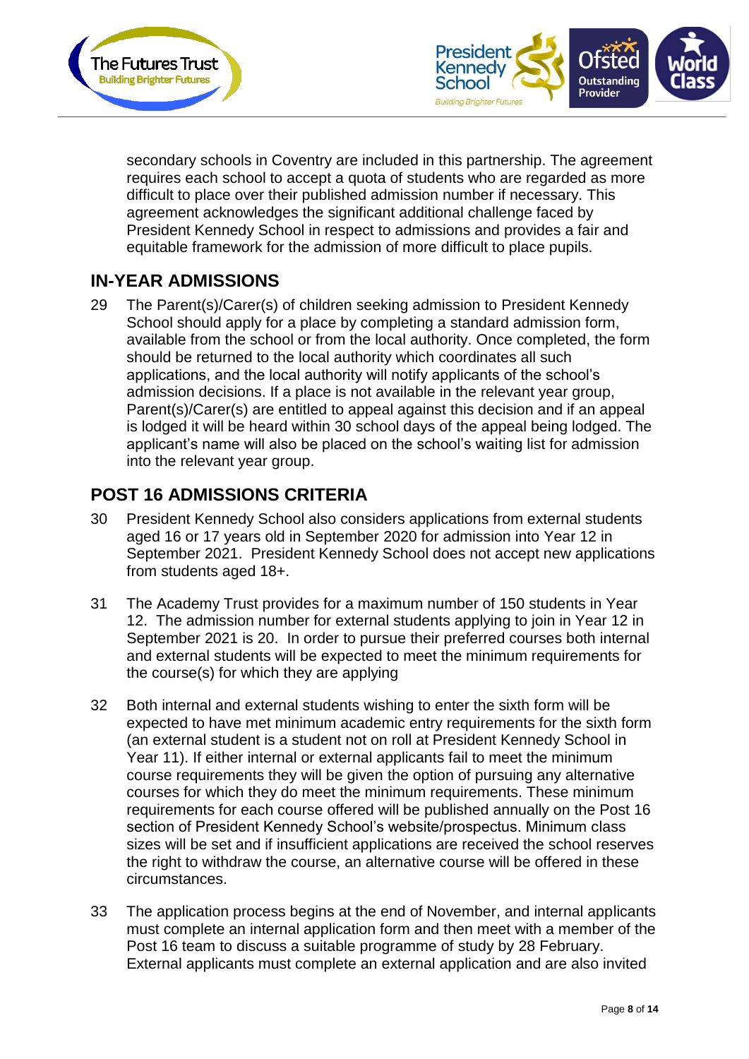secondary schools in Coventry are included in this partnership. The agreement requires each school to accept a quota of students who are regarded as more difficult to place over their published admission number if necessary. This agreement acknowledges the significant additional challenge faced by President Kennedy School in respect to admissions and provides a fair and equitable framework for the admission of more difficult to place pupils.

## IN-YEAR ADMISSIONS

29 The Parent(s)/Carer(s) of children seeking admission to President Kennedy School should apply for a place by completing a standard admission form, available from the school or from the local authority. Once completed, the form should be returned to the local authority which coordinates all such applications, and the local authority will notify applicants of the school's admission decisions. If a place is not available in the relevant year group, Parent(s)/Carer(s) are entitled to appeal against this decision and if an appeal is lodged it will be heard within 30 school days of the appeal being lodged. The applicant's name will also be placed on the school's waiting list for admission into the relevant year group.

## POST 16 ADMISSIONS CRITERIA

30 President Kennedy School also considers applications from external students aged 16 or 17 years old in September 2020 for admission into Year 12 in September 2021. President Kennedy School does not accept new applications from students aged 18+.

31 The Academy Trust provides for a maximum number of 150 students in Year 12. The admission number for external students applying to join in Year 12 in September 2021 is 20. In order to pursue their preferred courses both internal and external students will be expected to meet the minimum requirements for the course(s) for which they are applying

32 Both internal and external students wishing to enter the sixth form will be expected to have met minimum academic entry requirements for the sixth form (an external student is a student not on roll at President Kennedy School in Year 11). If either internal or external applicants fail to meet the minimum course requirements they will be given the option of pursuing any alternative courses for which they do meet the minimum requirements. These minimum requirements for each course offered will be published annually on the Post 16 section of President Kennedy School's website/prospectus. Minimum class sizes will be set and if insufficient applications are received the school reserves the right to withdraw the course, an alternative course will be offered in these circumstances.

33 The application process begins at the end of November, and internal applicants must complete an internal application form and then meet with a member of the Post 16 team to discuss a suitable programme of study by 28 February. External applicants must complete an external application and are also invited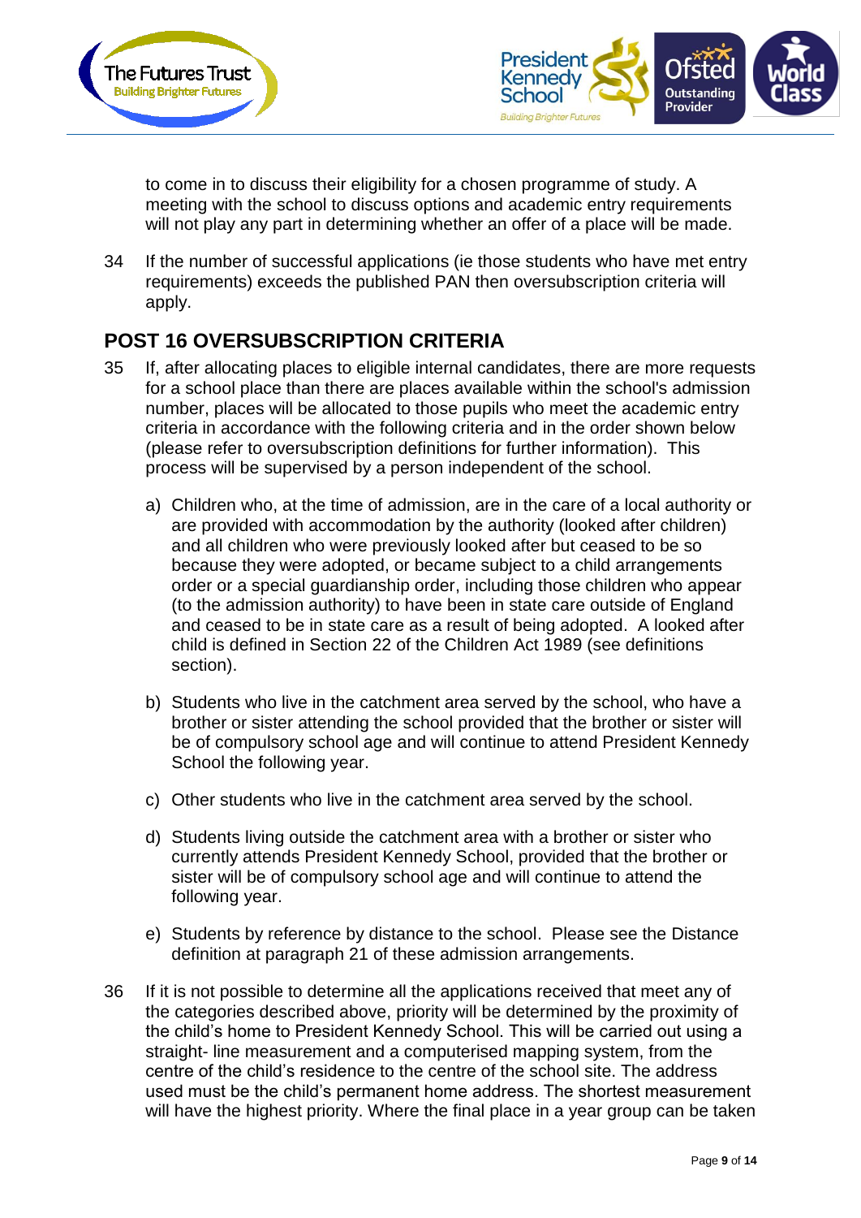to come in to discuss their eligibility for a chosen programme of study. A meeting with the school to discuss options and academic entry requirements will not play any part in determining whether an offer of a place will be made.

34 If the number of successful applications (ie those students who have met entry requirements) exceeds the published PAN then oversubscription criteria will apply.

## POST 16 OVERSUBSCRIPTION CRITERIA

35 If, after allocating places to eligible internal candidates, there are more requests for a school place than there are places available within the school's admission number, places will be allocated to those pupils who meet the academic entry criteria in accordance with the following criteria and in the order shown below (please refer to oversubscription definitions for further information). This process will be supervised by a person independent of the school.

a) Children who, at the time of admission, are in the care of a local authority or are provided with accommodation by the authority (looked after children) and all children who were previously looked after but ceased to be so because they were adopted, or became subject to a child arrangements order or a special guardianship order, including those children who appear (to the admission authority) to have been in state care outside of England and ceased to be in state care as a result of being adopted. A looked after child is defined in Section 22 of the Children Act 1989 (see definitions section).

b) Students who live in the catchment area served by the school, who have a brother or sister attending the school provided that the brother or sister will be of compulsory school age and will continue to attend President Kennedy School the following year.

c) Other students who live in the catchment area served by the school.

d) Students living outside the catchment area with a brother or sister who currently attends President Kennedy School, provided that the brother or sister will be of compulsory school age and will continue to attend the following year.

e) Students by reference by distance to the school. Please see the Distance definition at paragraph 21 of these admission arrangements.

36 If it is not possible to determine all the applications received that meet any of the categories described above, priority will be determined by the proximity of the child's home to President Kennedy School. This will be carried out using a straight- line measurement and a computerised mapping system, from the centre of the child's residence to the centre of the school site. The address used must be the child's permanent home address. The shortest measurement will have the highest priority. Where the final place in a year group can be taken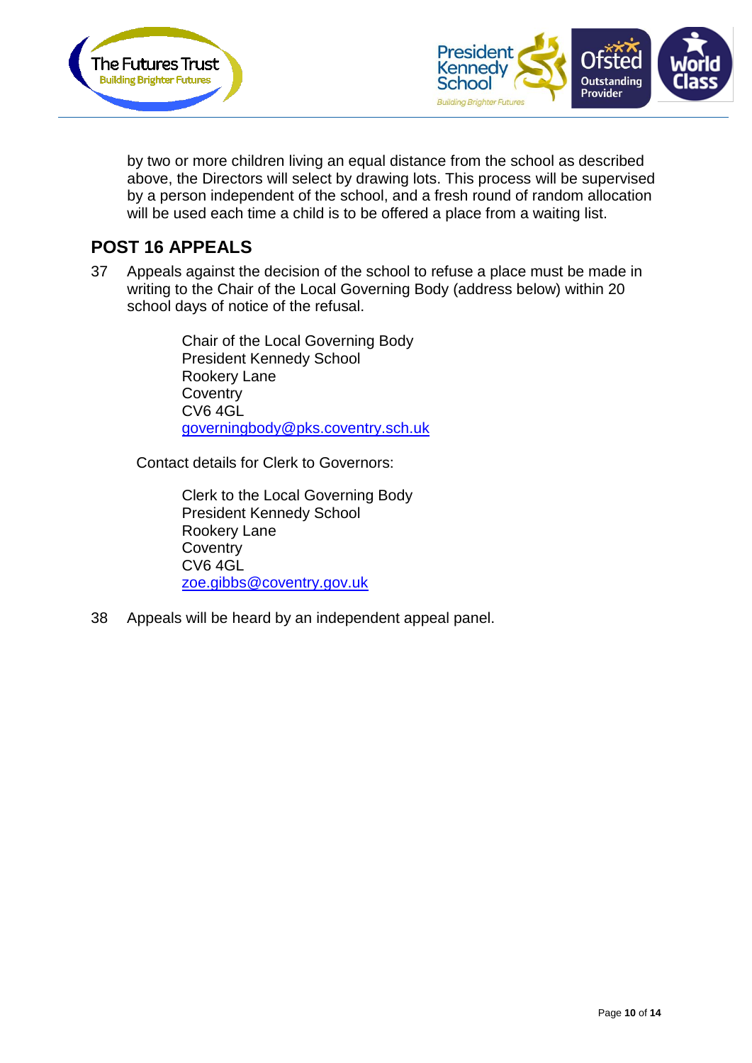by two or more children living an equal distance from the school as described above, the Directors will select by drawing lots. This process will be supervised by a person independent of the school, and a fresh round of random allocation will be used each time a child is to be offered a place from a waiting list.

## POST 16 APPEALS

37 Appeals against the decision of the school to refuse a place must be made in writing to the Chair of the Local Governing Body (address below) within 20 school days of notice of the refusal.

> Chair of the Local Governing Body
> President Kennedy School
> Rookery Lane
> Coventry
> CV6 4GL
> governingbody@pks.coventry.sch.uk

Contact details for Clerk to Governors:

> Clerk to the Local Governing Body
> President Kennedy School
> Rookery Lane
> Coventry
> CV6 4GL
> zoe.gibbs@coventry.gov.uk

38 Appeals will be heard by an independent appeal panel.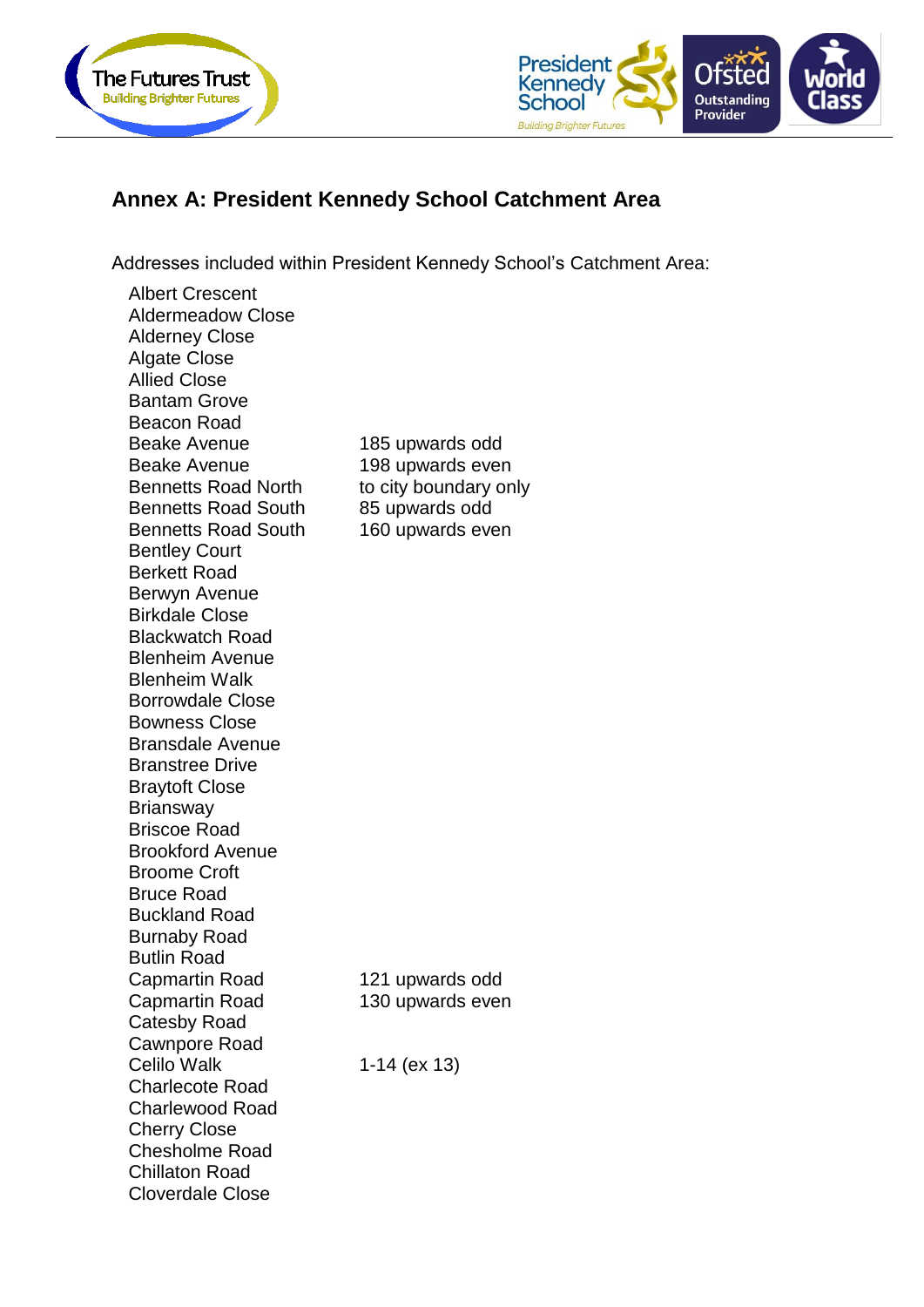## Annex A: President Kennedy School Catchment Area

Addresses included within President Kennedy School's Catchment Area:

| | |
|---|---|
| Albert Crescent | |
| Aldermeadow Close | |
| Alderney Close | |
| Algate Close | |
| Allied Close | |
| Bantam Grove | |
| Beacon Road | |
| Beake Avenue | 185 upwards odd |
| Beake Avenue | 198 upwards even |
| Bennetts Road North | to city boundary only |
| Bennetts Road South | 85 upwards odd |
| Bennetts Road South | 160 upwards even |
| Bentley Court | |
| Berkett Road | |
| Berwyn Avenue | |
| Birkdale Close | |
| Blackwatch Road | |
| Blenheim Avenue | |
| Blenheim Walk | |
| Borrowdale Close | |
| Bowness Close | |
| Bransdale Avenue | |
| Branstree Drive | |
| Braytoft Close | |
| Briansway | |
| Briscoe Road | |
| Brookford Avenue | |
| Broome Croft | |
| Bruce Road | |
| Buckland Road | |
| Burnaby Road | |
| Butlin Road | |
| Capmartin Road | 121 upwards odd |
| Capmartin Road | 130 upwards even |
| Catesby Road | |
| Cawnpore Road | |
| Celilo Walk | 1-14 (ex 13) |
| Charlecote Road | |
| Charlewood Road | |
| Cherry Close | |
| Chesholme Road | |
| Chillaton Road | |
| Cloverdale Close | |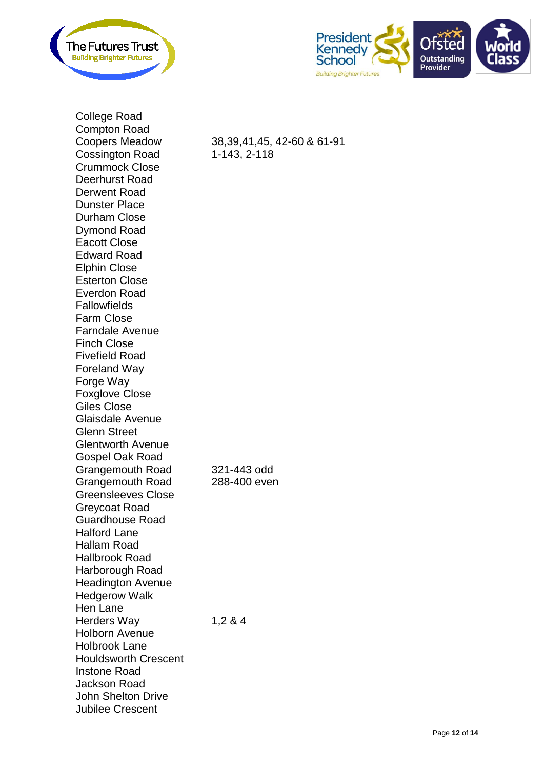| | |
|---|---|
| College Road | |
| Compton Road | |
| Coopers Meadow | 38,39,41,45, 42-60 & 61-91 |
| Cossington Road | 1-143, 2-118 |
| Crummock Close | |
| Deerhurst Road | |
| Derwent Road | |
| Dunster Place | |
| Durham Close | |
| Dymond Road | |
| Eacott Close | |
| Edward Road | |
| Elphin Close | |
| Esterton Close | |
| Everdon Road | |
| Fallowfields | |
| Farm Close | |
| Farndale Avenue | |
| Finch Close | |
| Fivefield Road | |
| Foreland Way | |
| Forge Way | |
| Foxglove Close | |
| Giles Close | |
| Glaisdale Avenue | |
| Glenn Street | |
| Glentworth Avenue | |
| Gospel Oak Road | |
| Grangemouth Road | 321-443 odd |
| Grangemouth Road | 288-400 even |
| Greensleeves Close | |
| Greycoat Road | |
| Guardhouse Road | |
| Halford Lane | |
| Hallam Road | |
| Hallbrook Road | |
| Harborough Road | |
| Headington Avenue | |
| Hedgerow Walk | |
| Hen Lane | |
| Herders Way | 1,2 & 4 |
| Holborn Avenue | |
| Holbrook Lane | |
| Houldsworth Crescent | |
| Instone Road | |
| Jackson Road | |
| John Shelton Drive | |
| Jubilee Crescent | |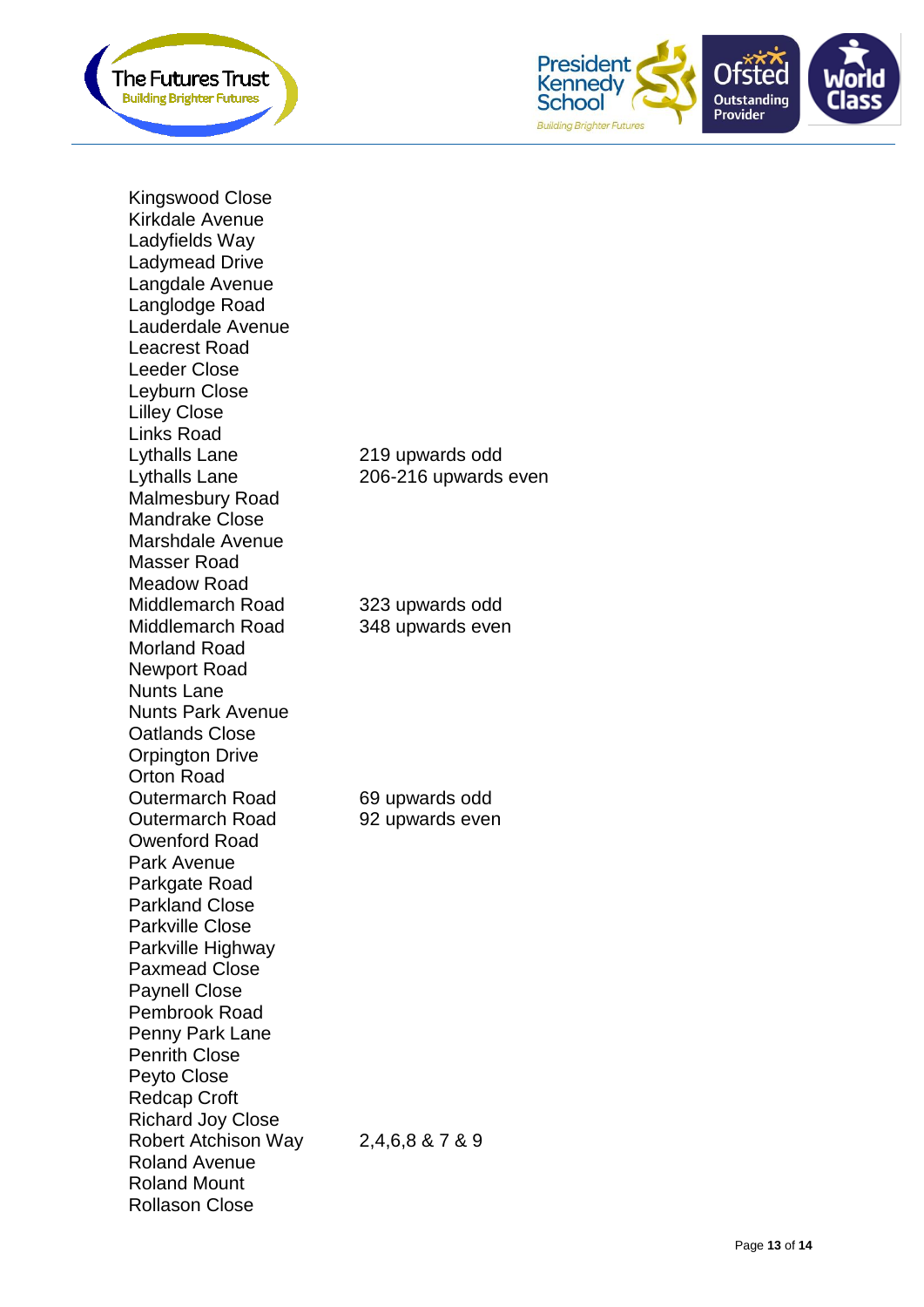| | |
|---|---|
| Kingswood Close | |
| Kirkdale Avenue | |
| Ladyfields Way | |
| Ladymead Drive | |
| Langdale Avenue | |
| Langlodge Road | |
| Lauderdale Avenue | |
| Leacrest Road | |
| Leeder Close | |
| Leyburn Close | |
| Lilley Close | |
| Links Road | |
| Lythalls Lane | 219 upwards odd |
| Lythalls Lane | 206-216 upwards even |
| Malmesbury Road | |
| Mandrake Close | |
| Marshdale Avenue | |
| Masser Road | |
| Meadow Road | |
| Middlemarch Road | 323 upwards odd |
| Middlemarch Road | 348 upwards even |
| Morland Road | |
| Newport Road | |
| Nunts Lane | |
| Nunts Park Avenue | |
| Oatlands Close | |
| Orpington Drive | |
| Orton Road | |
| Outermarch Road | 69 upwards odd |
| Outermarch Road | 92 upwards even |
| Owenford Road | |
| Park Avenue | |
| Parkgate Road | |
| Parkland Close | |
| Parkville Close | |
| Parkville Highway | |
| Paxmead Close | |
| Paynell Close | |
| Pembrook Road | |
| Penny Park Lane | |
| Penrith Close | |
| Peyto Close | |
| Redcap Croft | |
| Richard Joy Close | |
| Robert Atchison Way | 2,4,6,8 & 7 & 9 |
| Roland Avenue | |
| Roland Mount | |
| Rollason Close | |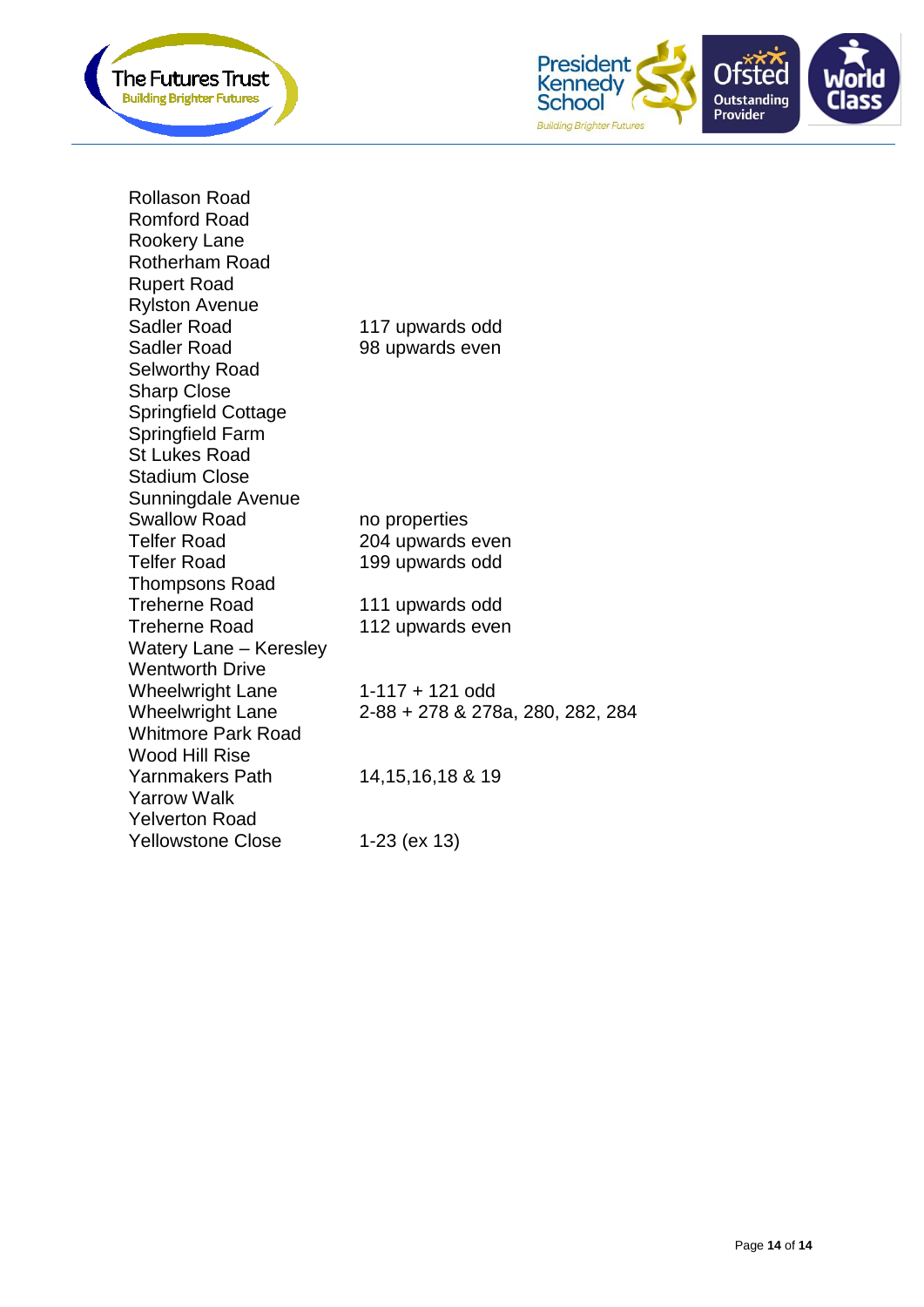| | |
|---|---|
| Rollason Road | |
| Romford Road | |
| Rookery Lane | |
| Rotherham Road | |
| Rupert Road | |
| Rylston Avenue | |
| Sadler Road | 117 upwards odd |
| Sadler Road | 98 upwards even |
| Selworthy Road | |
| Sharp Close | |
| Springfield Cottage | |
| Springfield Farm | |
| St Lukes Road | |
| Stadium Close | |
| Sunningdale Avenue | |
| Swallow Road | no properties |
| Telfer Road | 204 upwards even |
| Telfer Road | 199 upwards odd |
| Thompsons Road | |
| Treherne Road | 111 upwards odd |
| Treherne Road | 112 upwards even |
| Watery Lane – Keresley | |
| Wentworth Drive | |
| Wheelwright Lane | 1-117 + 121 odd |
| Wheelwright Lane | 2-88 + 278 & 278a, 280, 282, 284 |
| Whitmore Park Road | |
| Wood Hill Rise | |
| Yarnmakers Path | 14,15,16,18 & 19 |
| Yarrow Walk | |
| Yelverton Road | |
| Yellowstone Close | 1-23 (ex 13) |